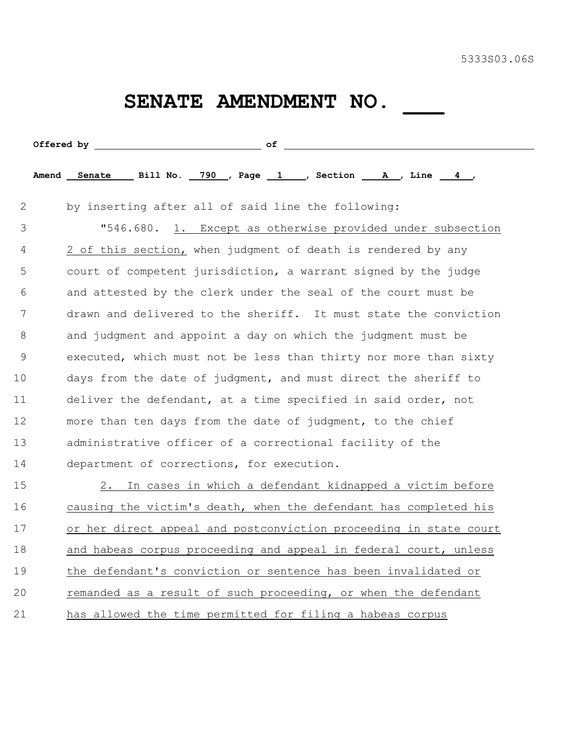5333S03.06S

# SENATE AMENDMENT NO. ___

**Offered by** ______________________________ **of** ______________________________

**Amend** Senate **Bill No.** 790 **, Page** 1 **, Section** A **, Line** 4 **,**

2 by inserting after all of said line the following:

3 "546.680. 1. Except as otherwise provided under subsection
4 2 of this section, when judgment of death is rendered by any
5 court of competent jurisdiction, a warrant signed by the judge
6 and attested by the clerk under the seal of the court must be
7 drawn and delivered to the sheriff. It must state the conviction
8 and judgment and appoint a day on which the judgment must be
9 executed, which must not be less than thirty nor more than sixty
10 days from the date of judgment, and must direct the sheriff to
11 deliver the defendant, at a time specified in said order, not
12 more than ten days from the date of judgment, to the chief
13 administrative officer of a correctional facility of the
14 department of corrections, for execution.

15 2. In cases in which a defendant kidnapped a victim before
16 causing the victim's death, when the defendant has completed his
17 or her direct appeal and postconviction proceeding in state court
18 and habeas corpus proceeding and appeal in federal court, unless
19 the defendant's conviction or sentence has been invalidated or
20 remanded as a result of such proceeding, or when the defendant
21 has allowed the time permitted for filing a habeas corpus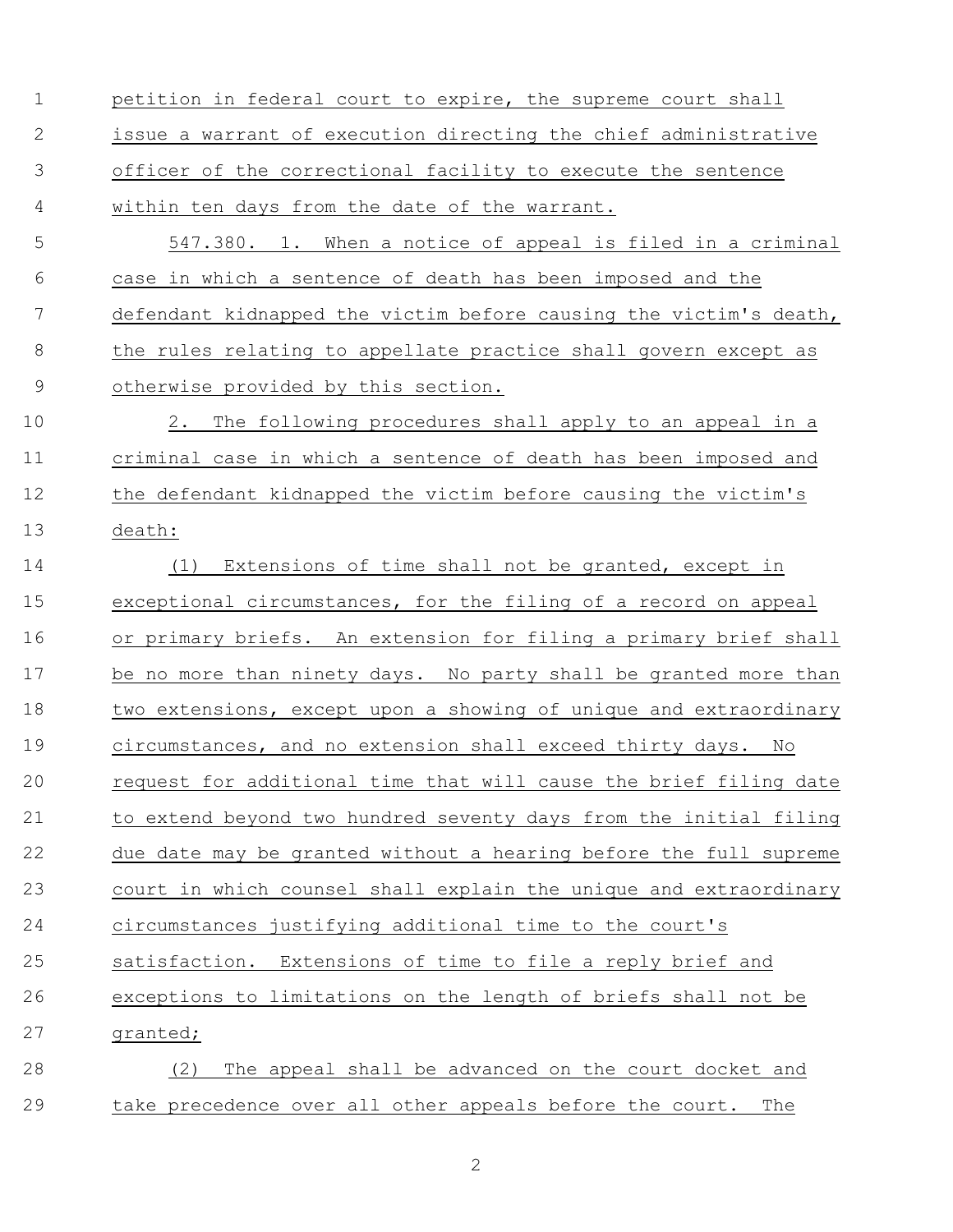petition in federal court to expire, the supreme court shall issue a warrant of execution directing the chief administrative officer of the correctional facility to execute the sentence within ten days from the date of the warrant.

547.380. 1. When a notice of appeal is filed in a criminal case in which a sentence of death has been imposed and the defendant kidnapped the victim before causing the victim's death, the rules relating to appellate practice shall govern except as otherwise provided by this section.

2. The following procedures shall apply to an appeal in a criminal case in which a sentence of death has been imposed and the defendant kidnapped the victim before causing the victim's death:

(1) Extensions of time shall not be granted, except in exceptional circumstances, for the filing of a record on appeal or primary briefs. An extension for filing a primary brief shall be no more than ninety days. No party shall be granted more than two extensions, except upon a showing of unique and extraordinary circumstances, and no extension shall exceed thirty days. No request for additional time that will cause the brief filing date to extend beyond two hundred seventy days from the initial filing due date may be granted without a hearing before the full supreme court in which counsel shall explain the unique and extraordinary circumstances justifying additional time to the court's satisfaction. Extensions of time to file a reply brief and exceptions to limitations on the length of briefs shall not be granted;

(2) The appeal shall be advanced on the court docket and take precedence over all other appeals before the court. The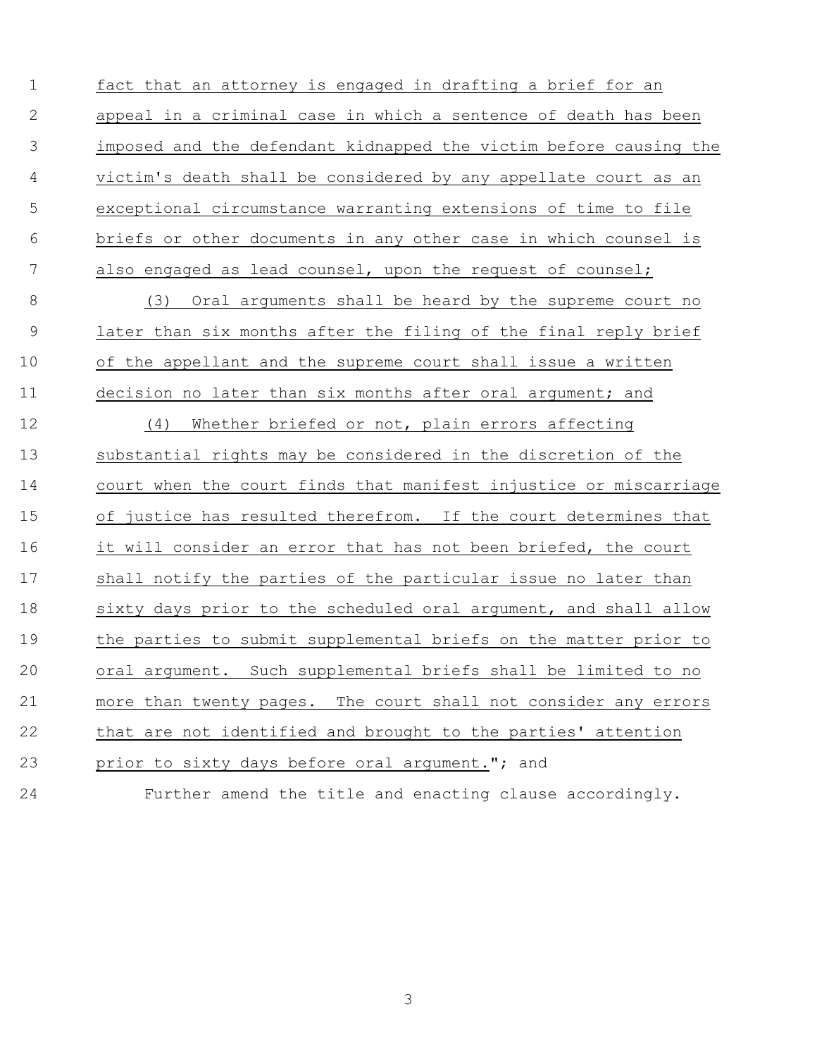fact that an attorney is engaged in drafting a brief for an appeal in a criminal case in which a sentence of death has been imposed and the defendant kidnapped the victim before causing the victim's death shall be considered by any appellate court as an exceptional circumstance warranting extensions of time to file briefs or other documents in any other case in which counsel is also engaged as lead counsel, upon the request of counsel;

(3) Oral arguments shall be heard by the supreme court no later than six months after the filing of the final reply brief of the appellant and the supreme court shall issue a written decision no later than six months after oral argument; and

(4) Whether briefed or not, plain errors affecting substantial rights may be considered in the discretion of the court when the court finds that manifest injustice or miscarriage of justice has resulted therefrom. If the court determines that it will consider an error that has not been briefed, the court shall notify the parties of the particular issue no later than sixty days prior to the scheduled oral argument, and shall allow the parties to submit supplemental briefs on the matter prior to oral argument. Such supplemental briefs shall be limited to no more than twenty pages. The court shall not consider any errors that are not identified and brought to the parties' attention prior to sixty days before oral argument."; and

Further amend the title and enacting clause accordingly.